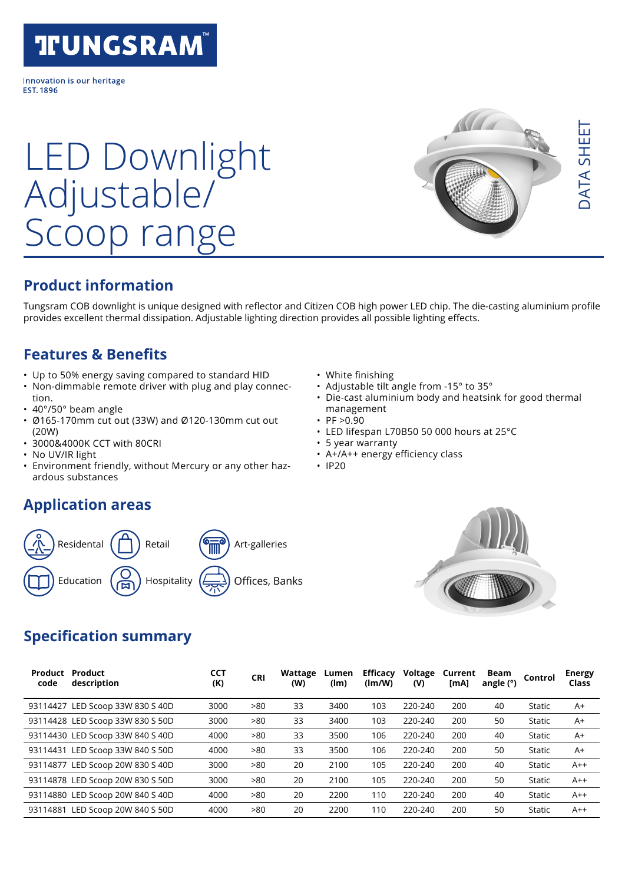# TUNGSRAM™

Innovation is our heritage
EST. 1896

# LED Downlight Adjustable/ Scoop range

DATA SHEET

## Product information

Tungsram COB downlight is unique designed with reflector and Citizen COB high power LED chip. The die-casting aluminium profile provides excellent thermal dissipation. Adjustable lighting direction provides all possible lighting effects.

## Features & Benefits

- Up to 50% energy saving compared to standard HID
- Non-dimmable remote driver with plug and play connection.
- 40°/50° beam angle
- Ø165-170mm cut out (33W) and Ø120-130mm cut out (20W)
- 3000&4000K CCT with 80CRI
- No UV/IR light
- Environment friendly, without Mercury or any other hazardous substances
- White finishing
- Adjustable tilt angle from -15° to 35°
- Die-cast aluminium body and heatsink for good thermal management
- PF >0.90
- LED lifespan L70B50 50 000 hours at 25°C
- 5 year warranty
- A+/A++ energy efficiency class
- IP20

## Application areas

- Residental
- Retail
- Art-galleries
- Education
- Hospitality
- Offices, Banks

## Specification summary

| Product code | Product description | CCT (K) | CRI | Wattage (W) | Lumen (lm) | Efficacy (lm/W) | Voltage (V) | Current [mA] | Beam angle (°) | Control | Energy Class |
|---|---|---|---|---|---|---|---|---|---|---|---|
| 93114427 | LED Scoop 33W 830 S 40D | 3000 | >80 | 33 | 3400 | 103 | 220-240 | 200 | 40 | Static | A+ |
| 93114428 | LED Scoop 33W 830 S 50D | 3000 | >80 | 33 | 3400 | 103 | 220-240 | 200 | 50 | Static | A+ |
| 93114430 | LED Scoop 33W 840 S 40D | 4000 | >80 | 33 | 3500 | 106 | 220-240 | 200 | 40 | Static | A+ |
| 93114431 | LED Scoop 33W 840 S 50D | 4000 | >80 | 33 | 3500 | 106 | 220-240 | 200 | 50 | Static | A+ |
| 93114877 | LED Scoop 20W 830 S 40D | 3000 | >80 | 20 | 2100 | 105 | 220-240 | 200 | 40 | Static | A++ |
| 93114878 | LED Scoop 20W 830 S 50D | 3000 | >80 | 20 | 2100 | 105 | 220-240 | 200 | 50 | Static | A++ |
| 93114880 | LED Scoop 20W 840 S 40D | 4000 | >80 | 20 | 2200 | 110 | 220-240 | 200 | 40 | Static | A++ |
| 93114881 | LED Scoop 20W 840 S 50D | 4000 | >80 | 20 | 2200 | 110 | 220-240 | 200 | 50 | Static | A++ |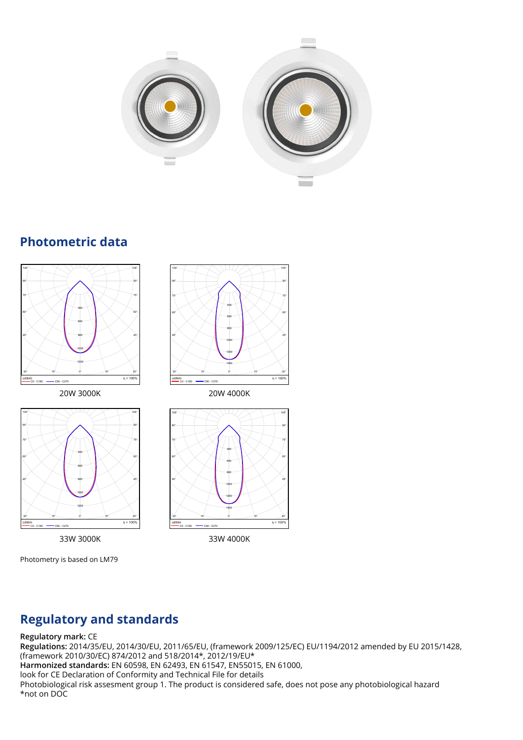## Photometric data

20W 3000K

20W 4000K

33W 3000K

33W 4000K

Photometry is based on LM79

## Regulatory and standards

**Regulatory mark:** CE
**Regulations:** 2014/35/EU, 2014/30/EU, 2011/65/EU, (framework 2009/125/EC) EU/1194/2012 amended by EU 2015/1428, (framework 2010/30/EC) 874/2012 and 518/2014*, 2012/19/EU*
**Harmonized standards:** EN 60598, EN 62493, EN 61547, EN55015, EN 61000,
look for CE Declaration of Conformity and Technical File for details
Photobiological risk assesment group 1. The product is considered safe, does not pose any photobiological hazard
*not on DOC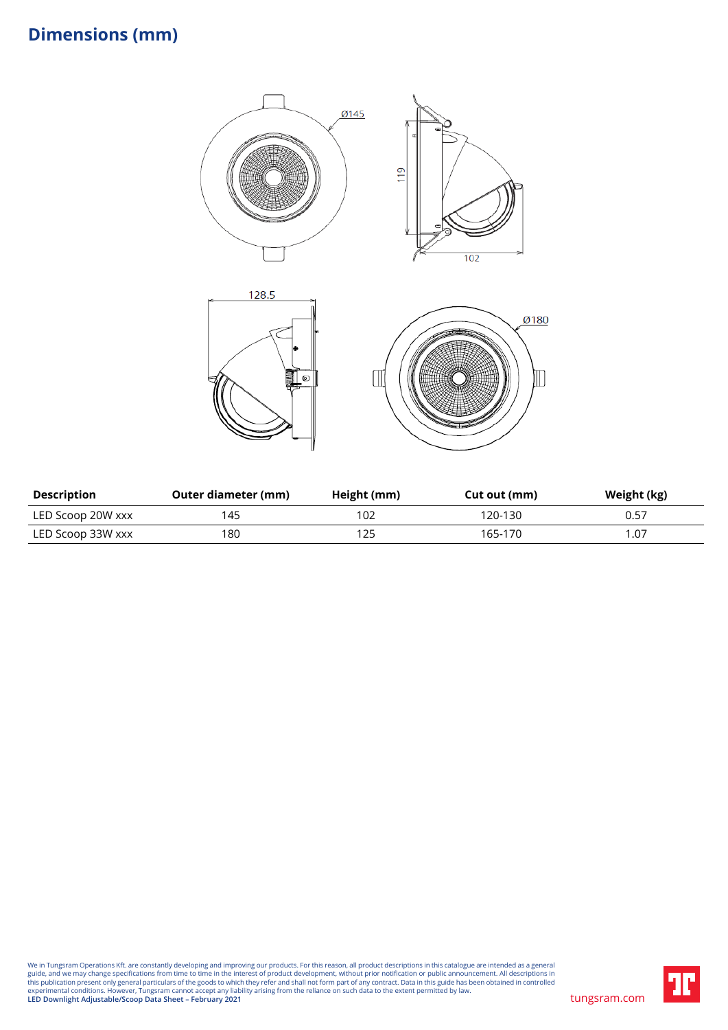## Dimensions (mm)

Ø145

119

102

128.5

Ø180

| Description | Outer diameter (mm) | Height (mm) | Cut out (mm) | Weight (kg) |
|---|---|---|---|---|
| LED Scoop 20W xxx | 145 | 102 | 120-130 | 0.57 |
| LED Scoop 33W xxx | 180 | 125 | 165-170 | 1.07 |

We in Tungsram Operations Kft. are constantly developing and improving our products. For this reason, all product descriptions in this catalogue are intended as a general guide, and we may change specifications from time to time in the interest of product development, without prior notification or public announcement. All descriptions in this publication present only general particulars of the goods to which they refer and shall not form part of any contract. Data in this guide has been obtained in controlled experimental conditions. However, Tungsram cannot accept any liability arising from the reliance on such data to the extent permitted by law.

**LED Downlight Adjustable/Scoop Data Sheet – February 2021**

tungsram.com